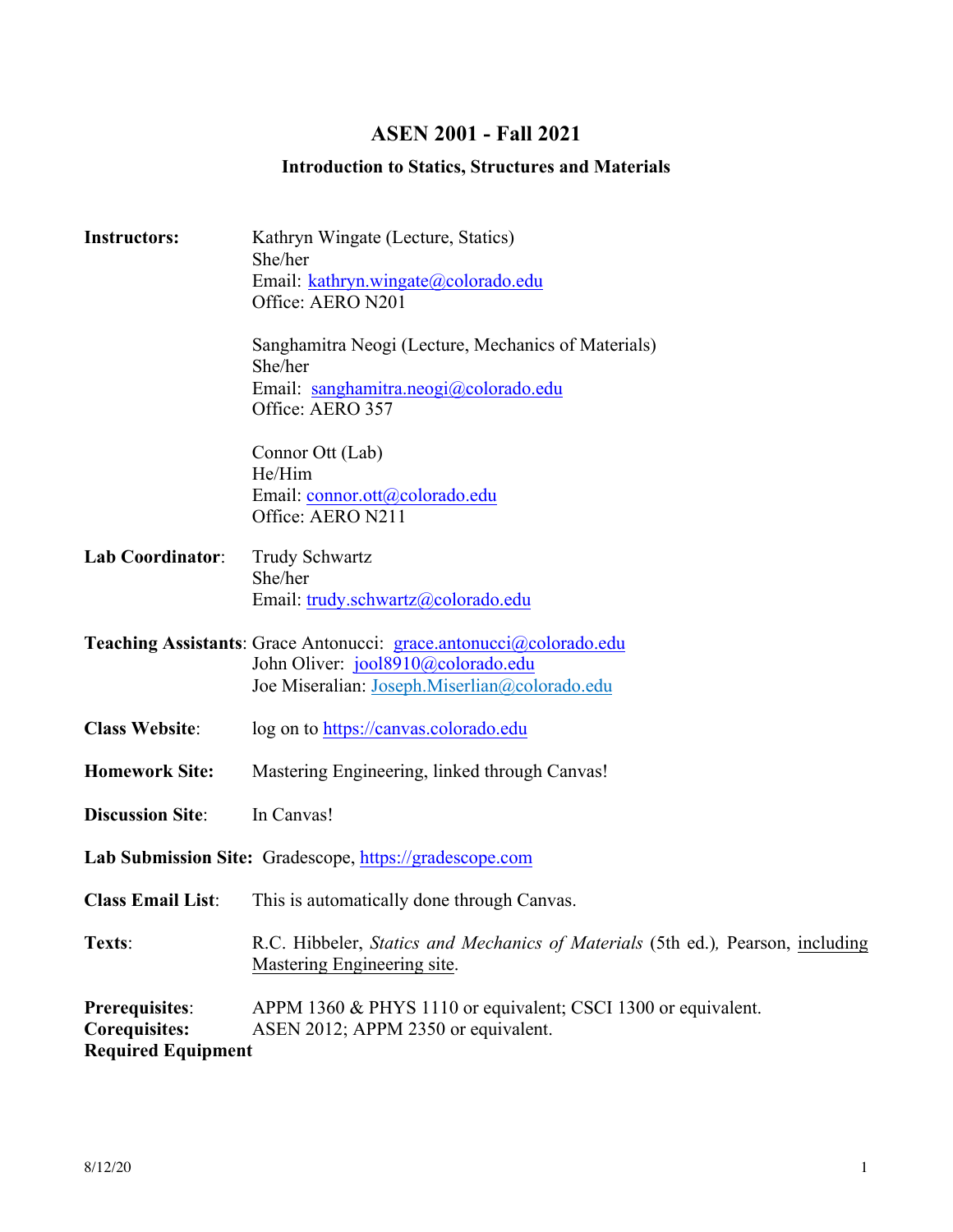# ASEN 2001 - Fall 2021

## Introduction to Statics, Structures and Materials

**Instructors:**

Kathryn Wingate (Lecture, Statics)
She/her
Email: kathryn.wingate@colorado.edu
Office: AERO N201

Sanghamitra Neogi (Lecture, Mechanics of Materials)
She/her
Email: sanghamitra.neogi@colorado.edu
Office: AERO 357

Connor Ott (Lab)
He/Him
Email: connor.ott@colorado.edu
Office: AERO N211

**Lab Coordinator**: Trudy Schwartz
She/her
Email: trudy.schwartz@colorado.edu

**Teaching Assistants**: Grace Antonucci: grace.antonucci@colorado.edu
John Oliver: jool8910@colorado.edu
Joe Miseralian: Joseph.Miserlian@colorado.edu

**Class Website**: log on to https://canvas.colorado.edu

**Homework Site:** Mastering Engineering, linked through Canvas!

**Discussion Site**: In Canvas!

**Lab Submission Site:** Gradescope, https://gradescope.com

**Class Email List**: This is automatically done through Canvas.

**Texts**: R.C. Hibbeler, *Statics and Mechanics of Materials* (5th ed.), Pearson, including Mastering Engineering site.

**Prerequisites**: APPM 1360 & PHYS 1110 or equivalent; CSCI 1300 or equivalent.
**Corequisites:** ASEN 2012; APPM 2350 or equivalent.
**Required Equipment**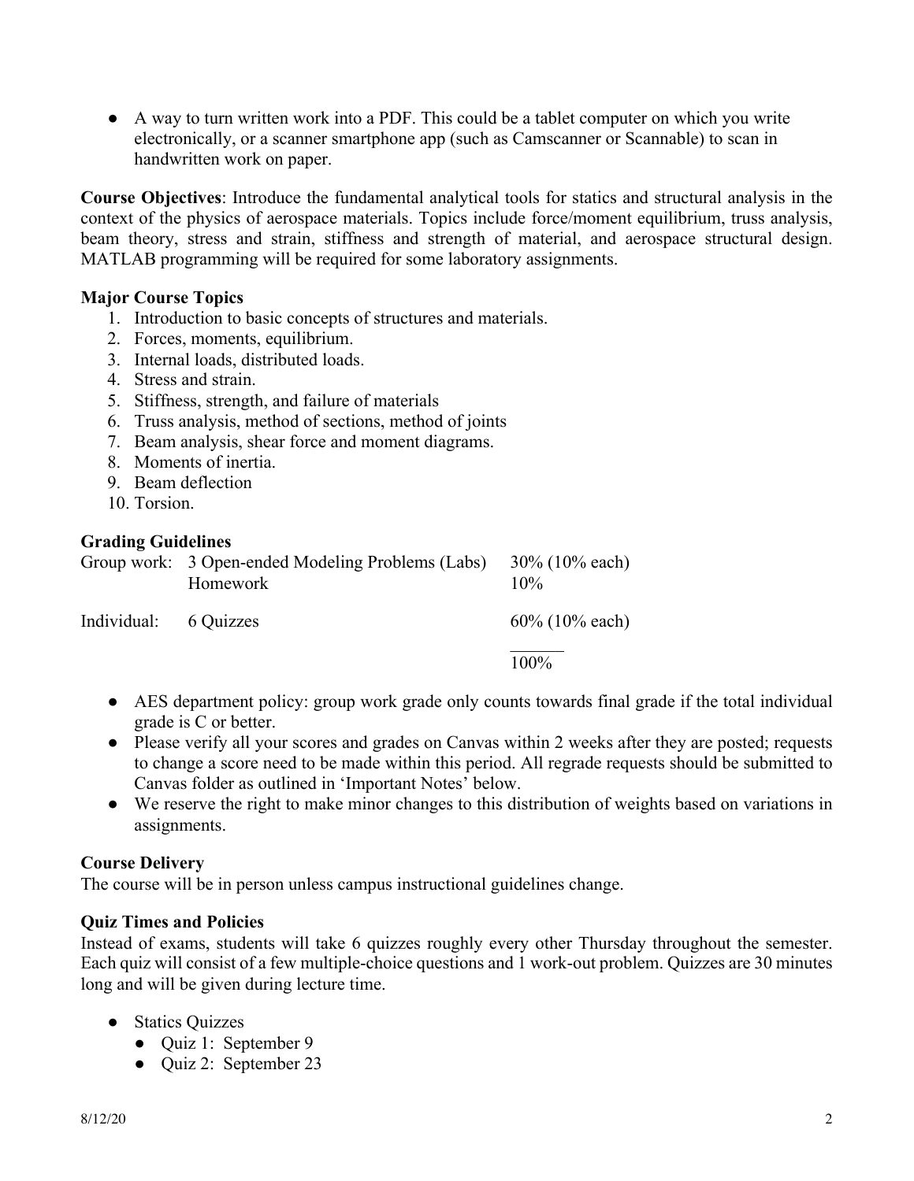- A way to turn written work into a PDF. This could be a tablet computer on which you write electronically, or a scanner smartphone app (such as Camscanner or Scannable) to scan in handwritten work on paper.

**Course Objectives**: Introduce the fundamental analytical tools for statics and structural analysis in the context of the physics of aerospace materials. Topics include force/moment equilibrium, truss analysis, beam theory, stress and strain, stiffness and strength of material, and aerospace structural design. MATLAB programming will be required for some laboratory assignments.

**Major Course Topics**

1. Introduction to basic concepts of structures and materials.
2. Forces, moments, equilibrium.
3. Internal loads, distributed loads.
4. Stress and strain.
5. Stiffness, strength, and failure of materials
6. Truss analysis, method of sections, method of joints
7. Beam analysis, shear force and moment diagrams.
8. Moments of inertia.
9. Beam deflection
10. Torsion.

**Grading Guidelines**

| | | |
|---|---|---|
| Group work: | 3 Open-ended Modeling Problems (Labs) | 30% (10% each) |
| | Homework | 10% |
| Individual: | 6 Quizzes | 60% (10% each) |
| | | 100% |

- AES department policy: group work grade only counts towards final grade if the total individual grade is C or better.
- Please verify all your scores and grades on Canvas within 2 weeks after they are posted; requests to change a score need to be made within this period. All regrade requests should be submitted to Canvas folder as outlined in 'Important Notes' below.
- We reserve the right to make minor changes to this distribution of weights based on variations in assignments.

**Course Delivery**

The course will be in person unless campus instructional guidelines change.

**Quiz Times and Policies**

Instead of exams, students will take 6 quizzes roughly every other Thursday throughout the semester. Each quiz will consist of a few multiple-choice questions and 1 work-out problem. Quizzes are 30 minutes long and will be given during lecture time.

- Statics Quizzes
  - Quiz 1: September 9
  - Quiz 2: September 23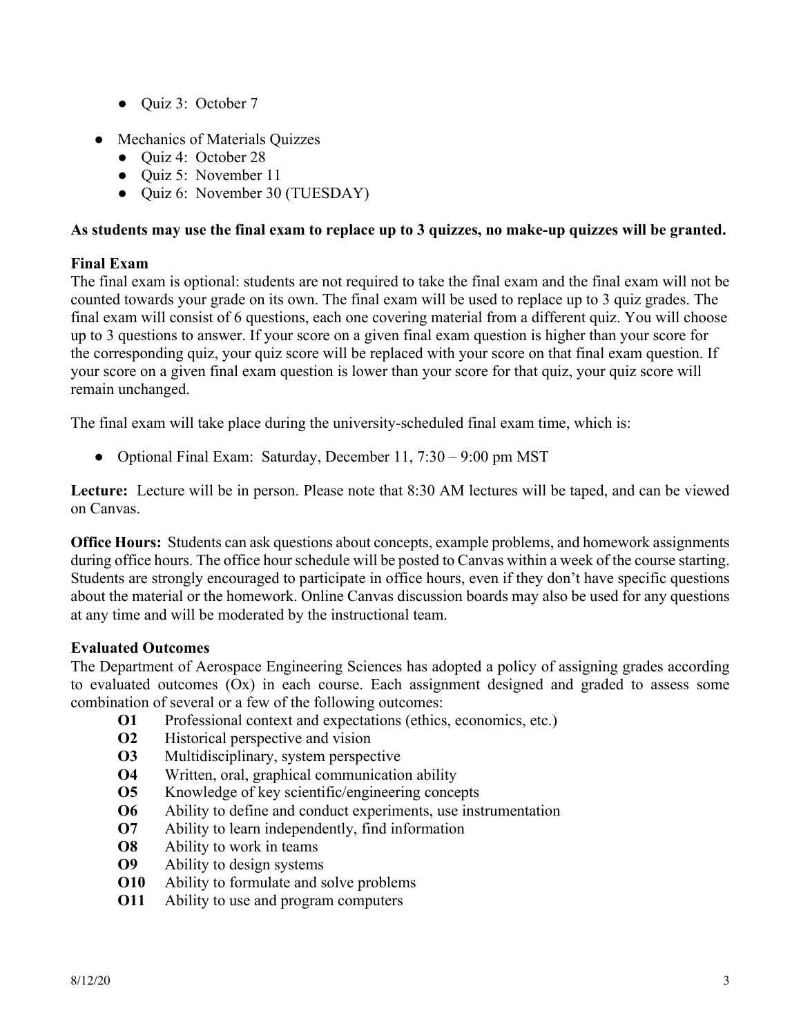- Quiz 3: October 7

- Mechanics of Materials Quizzes
  - Quiz 4: October 28
  - Quiz 5: November 11
  - Quiz 6: November 30 (TUESDAY)

**As students may use the final exam to replace up to 3 quizzes, no make-up quizzes will be granted.**

**Final Exam**

The final exam is optional: students are not required to take the final exam and the final exam will not be counted towards your grade on its own. The final exam will be used to replace up to 3 quiz grades. The final exam will consist of 6 questions, each one covering material from a different quiz. You will choose up to 3 questions to answer. If your score on a given final exam question is higher than your score for the corresponding quiz, your quiz score will be replaced with your score on that final exam question. If your score on a given final exam question is lower than your score for that quiz, your quiz score will remain unchanged.

The final exam will take place during the university-scheduled final exam time, which is:

- Optional Final Exam: Saturday, December 11, 7:30 – 9:00 pm MST

**Lecture:** Lecture will be in person. Please note that 8:30 AM lectures will be taped, and can be viewed on Canvas.

**Office Hours:** Students can ask questions about concepts, example problems, and homework assignments during office hours. The office hour schedule will be posted to Canvas within a week of the course starting. Students are strongly encouraged to participate in office hours, even if they don't have specific questions about the material or the homework. Online Canvas discussion boards may also be used for any questions at any time and will be moderated by the instructional team.

**Evaluated Outcomes**

The Department of Aerospace Engineering Sciences has adopted a policy of assigning grades according to evaluated outcomes (Ox) in each course. Each assignment designed and graded to assess some combination of several or a few of the following outcomes:

- **O1** Professional context and expectations (ethics, economics, etc.)
- **O2** Historical perspective and vision
- **O3** Multidisciplinary, system perspective
- **O4** Written, oral, graphical communication ability
- **O5** Knowledge of key scientific/engineering concepts
- **O6** Ability to define and conduct experiments, use instrumentation
- **O7** Ability to learn independently, find information
- **O8** Ability to work in teams
- **O9** Ability to design systems
- **O10** Ability to formulate and solve problems
- **O11** Ability to use and program computers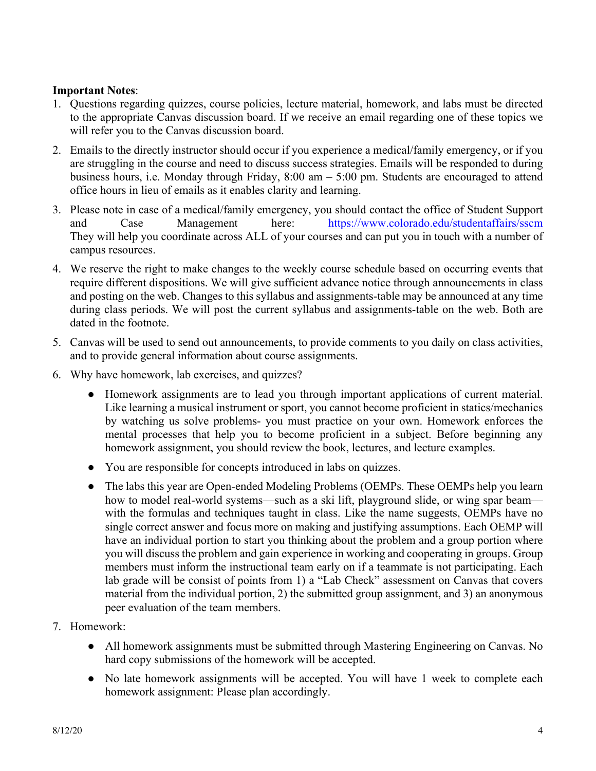**Important Notes**:

1. Questions regarding quizzes, course policies, lecture material, homework, and labs must be directed to the appropriate Canvas discussion board. If we receive an email regarding one of these topics we will refer you to the Canvas discussion board.

2. Emails to the directly instructor should occur if you experience a medical/family emergency, or if you are struggling in the course and need to discuss success strategies. Emails will be responded to during business hours, i.e. Monday through Friday, 8:00 am – 5:00 pm. Students are encouraged to attend office hours in lieu of emails as it enables clarity and learning.

3. Please note in case of a medical/family emergency, you should contact the office of Student Support and Case Management here: https://www.colorado.edu/studentaffairs/sscm They will help you coordinate across ALL of your courses and can put you in touch with a number of campus resources.

4. We reserve the right to make changes to the weekly course schedule based on occurring events that require different dispositions. We will give sufficient advance notice through announcements in class and posting on the web. Changes to this syllabus and assignments-table may be announced at any time during class periods. We will post the current syllabus and assignments-table on the web. Both are dated in the footnote.

5. Canvas will be used to send out announcements, to provide comments to you daily on class activities, and to provide general information about course assignments.

6. Why have homework, lab exercises, and quizzes?

   - Homework assignments are to lead you through important applications of current material. Like learning a musical instrument or sport, you cannot become proficient in statics/mechanics by watching us solve problems- you must practice on your own. Homework enforces the mental processes that help you to become proficient in a subject. Before beginning any homework assignment, you should review the book, lectures, and lecture examples.

   - You are responsible for concepts introduced in labs on quizzes.

   - The labs this year are Open-ended Modeling Problems (OEMPs. These OEMPs help you learn how to model real-world systems—such as a ski lift, playground slide, or wing spar beam—with the formulas and techniques taught in class. Like the name suggests, OEMPs have no single correct answer and focus more on making and justifying assumptions. Each OEMP will have an individual portion to start you thinking about the problem and a group portion where you will discuss the problem and gain experience in working and cooperating in groups. Group members must inform the instructional team early on if a teammate is not participating. Each lab grade will be consist of points from 1) a "Lab Check" assessment on Canvas that covers material from the individual portion, 2) the submitted group assignment, and 3) an anonymous peer evaluation of the team members.

7. Homework:

   - All homework assignments must be submitted through Mastering Engineering on Canvas. No hard copy submissions of the homework will be accepted.

   - No late homework assignments will be accepted. You will have 1 week to complete each homework assignment: Please plan accordingly.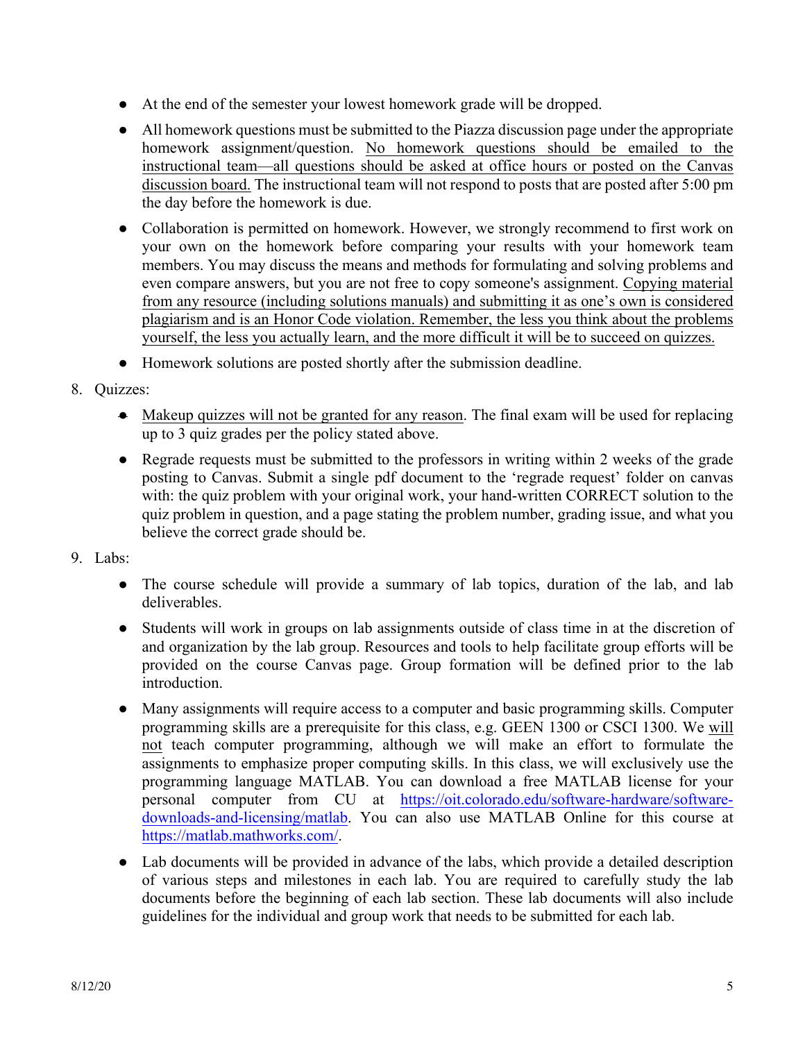- At the end of the semester your lowest homework grade will be dropped.
- All homework questions must be submitted to the Piazza discussion page under the appropriate homework assignment/question. No homework questions should be emailed to the instructional team—all questions should be asked at office hours or posted on the Canvas discussion board. The instructional team will not respond to posts that are posted after 5:00 pm the day before the homework is due.
- Collaboration is permitted on homework. However, we strongly recommend to first work on your own on the homework before comparing your results with your homework team members. You may discuss the means and methods for formulating and solving problems and even compare answers, but you are not free to copy someone's assignment. Copying material from any resource (including solutions manuals) and submitting it as one's own is considered plagiarism and is an Honor Code violation. Remember, the less you think about the problems yourself, the less you actually learn, and the more difficult it will be to succeed on quizzes.
- Homework solutions are posted shortly after the submission deadline.

8. Quizzes:
   - Makeup quizzes will not be granted for any reason. The final exam will be used for replacing up to 3 quiz grades per the policy stated above.
   - Regrade requests must be submitted to the professors in writing within 2 weeks of the grade posting to Canvas. Submit a single pdf document to the 'regrade request' folder on canvas with: the quiz problem with your original work, your hand-written CORRECT solution to the quiz problem in question, and a page stating the problem number, grading issue, and what you believe the correct grade should be.

9. Labs:
   - The course schedule will provide a summary of lab topics, duration of the lab, and lab deliverables.
   - Students will work in groups on lab assignments outside of class time in at the discretion of and organization by the lab group. Resources and tools to help facilitate group efforts will be provided on the course Canvas page. Group formation will be defined prior to the lab introduction.
   - Many assignments will require access to a computer and basic programming skills. Computer programming skills are a prerequisite for this class, e.g. GEEN 1300 or CSCI 1300. We will not teach computer programming, although we will make an effort to formulate the assignments to emphasize proper computing skills. In this class, we will exclusively use the programming language MATLAB. You can download a free MATLAB license for your personal computer from CU at https://oit.colorado.edu/software-hardware/software-downloads-and-licensing/matlab. You can also use MATLAB Online for this course at https://matlab.mathworks.com/.
   - Lab documents will be provided in advance of the labs, which provide a detailed description of various steps and milestones in each lab. You are required to carefully study the lab documents before the beginning of each lab section. These lab documents will also include guidelines for the individual and group work that needs to be submitted for each lab.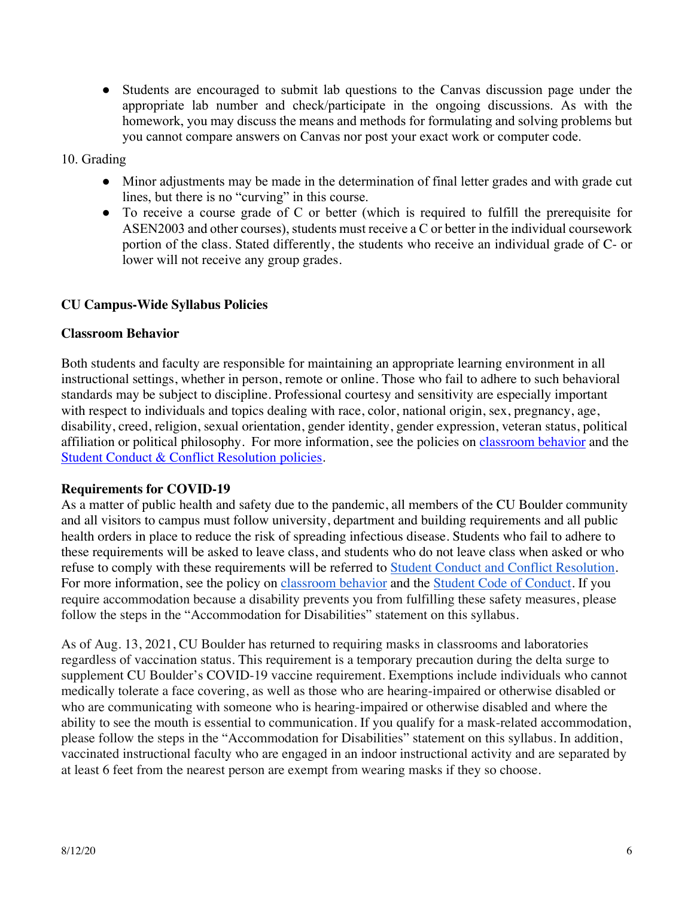- Students are encouraged to submit lab questions to the Canvas discussion page under the appropriate lab number and check/participate in the ongoing discussions. As with the homework, you may discuss the means and methods for formulating and solving problems but you cannot compare answers on Canvas nor post your exact work or computer code.

10. Grading

- Minor adjustments may be made in the determination of final letter grades and with grade cut lines, but there is no "curving" in this course.
- To receive a course grade of C or better (which is required to fulfill the prerequisite for ASEN2003 and other courses), students must receive a C or better in the individual coursework portion of the class. Stated differently, the students who receive an individual grade of C- or lower will not receive any group grades.

**CU Campus-Wide Syllabus Policies**

**Classroom Behavior**

Both students and faculty are responsible for maintaining an appropriate learning environment in all instructional settings, whether in person, remote or online. Those who fail to adhere to such behavioral standards may be subject to discipline. Professional courtesy and sensitivity are especially important with respect to individuals and topics dealing with race, color, national origin, sex, pregnancy, age, disability, creed, religion, sexual orientation, gender identity, gender expression, veteran status, political affiliation or political philosophy. For more information, see the policies on classroom behavior and the Student Conduct & Conflict Resolution policies.

**Requirements for COVID-19**

As a matter of public health and safety due to the pandemic, all members of the CU Boulder community and all visitors to campus must follow university, department and building requirements and all public health orders in place to reduce the risk of spreading infectious disease. Students who fail to adhere to these requirements will be asked to leave class, and students who do not leave class when asked or who refuse to comply with these requirements will be referred to Student Conduct and Conflict Resolution. For more information, see the policy on classroom behavior and the Student Code of Conduct. If you require accommodation because a disability prevents you from fulfilling these safety measures, please follow the steps in the "Accommodation for Disabilities" statement on this syllabus.

As of Aug. 13, 2021, CU Boulder has returned to requiring masks in classrooms and laboratories regardless of vaccination status. This requirement is a temporary precaution during the delta surge to supplement CU Boulder's COVID-19 vaccine requirement. Exemptions include individuals who cannot medically tolerate a face covering, as well as those who are hearing-impaired or otherwise disabled or who are communicating with someone who is hearing-impaired or otherwise disabled and where the ability to see the mouth is essential to communication. If you qualify for a mask-related accommodation, please follow the steps in the "Accommodation for Disabilities" statement on this syllabus. In addition, vaccinated instructional faculty who are engaged in an indoor instructional activity and are separated by at least 6 feet from the nearest person are exempt from wearing masks if they so choose.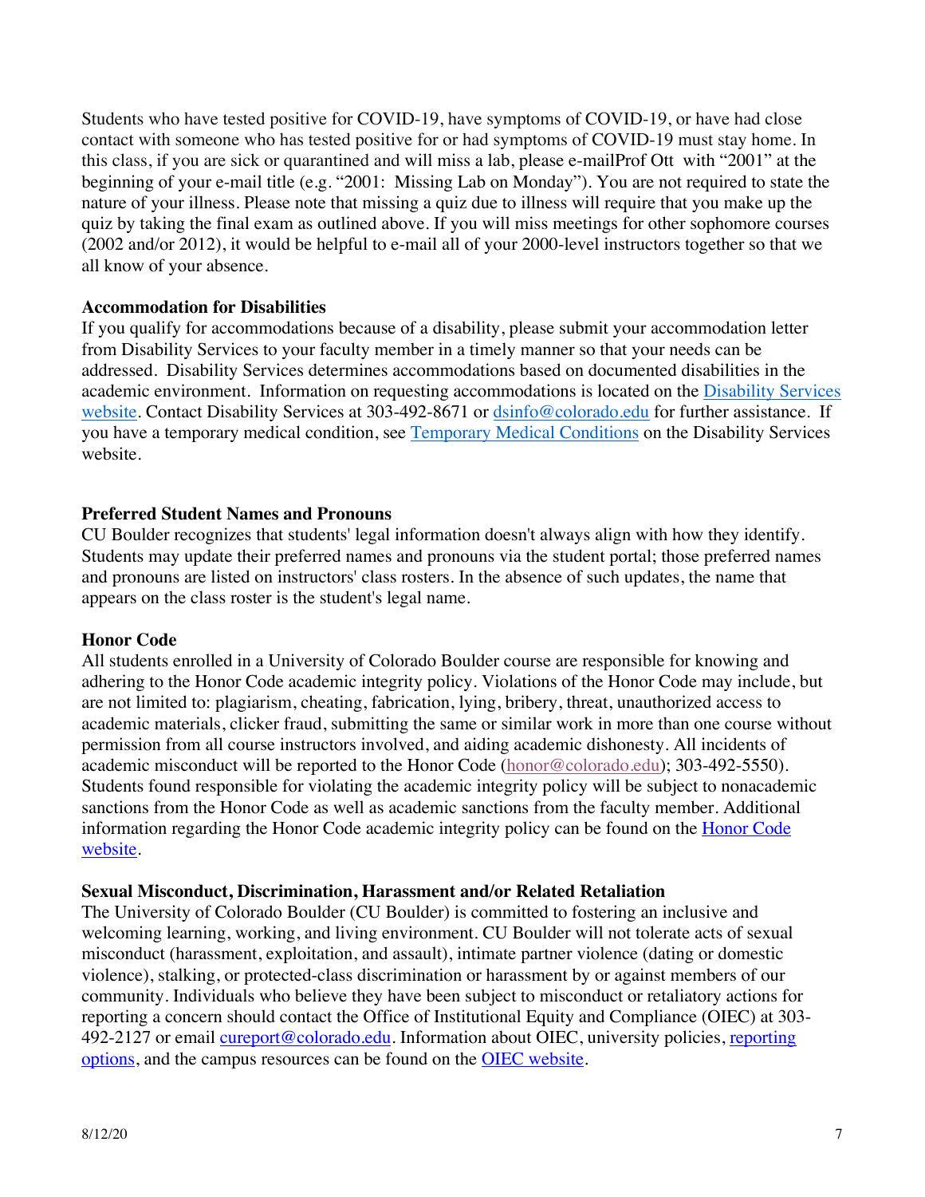Students who have tested positive for COVID-19, have symptoms of COVID-19, or have had close contact with someone who has tested positive for or had symptoms of COVID-19 must stay home. In this class, if you are sick or quarantined and will miss a lab, please e-mailProf Ott with "2001" at the beginning of your e-mail title (e.g. "2001: Missing Lab on Monday"). You are not required to state the nature of your illness. Please note that missing a quiz due to illness will require that you make up the quiz by taking the final exam as outlined above. If you will miss meetings for other sophomore courses (2002 and/or 2012), it would be helpful to e-mail all of your 2000-level instructors together so that we all know of your absence.

**Accommodation for Disabilities**

If you qualify for accommodations because of a disability, please submit your accommodation letter from Disability Services to your faculty member in a timely manner so that your needs can be addressed. Disability Services determines accommodations based on documented disabilities in the academic environment. Information on requesting accommodations is located on the [Disability Services website](). Contact Disability Services at 303-492-8671 or [dsinfo@colorado.edu]() for further assistance. If you have a temporary medical condition, see [Temporary Medical Conditions]() on the Disability Services website.

**Preferred Student Names and Pronouns**

CU Boulder recognizes that students' legal information doesn't always align with how they identify. Students may update their preferred names and pronouns via the student portal; those preferred names and pronouns are listed on instructors' class rosters. In the absence of such updates, the name that appears on the class roster is the student's legal name.

**Honor Code**

All students enrolled in a University of Colorado Boulder course are responsible for knowing and adhering to the Honor Code academic integrity policy. Violations of the Honor Code may include, but are not limited to: plagiarism, cheating, fabrication, lying, bribery, threat, unauthorized access to academic materials, clicker fraud, submitting the same or similar work in more than one course without permission from all course instructors involved, and aiding academic dishonesty. All incidents of academic misconduct will be reported to the Honor Code ([honor@colorado.edu]()); 303-492-5550). Students found responsible for violating the academic integrity policy will be subject to nonacademic sanctions from the Honor Code as well as academic sanctions from the faculty member. Additional information regarding the Honor Code academic integrity policy can be found on the [Honor Code website]().

**Sexual Misconduct, Discrimination, Harassment and/or Related Retaliation**

The University of Colorado Boulder (CU Boulder) is committed to fostering an inclusive and welcoming learning, working, and living environment. CU Boulder will not tolerate acts of sexual misconduct (harassment, exploitation, and assault), intimate partner violence (dating or domestic violence), stalking, or protected-class discrimination or harassment by or against members of our community. Individuals who believe they have been subject to misconduct or retaliatory actions for reporting a concern should contact the Office of Institutional Equity and Compliance (OIEC) at 303-492-2127 or email [cureport@colorado.edu](). Information about OIEC, university policies, [reporting options](), and the campus resources can be found on the [OIEC website]().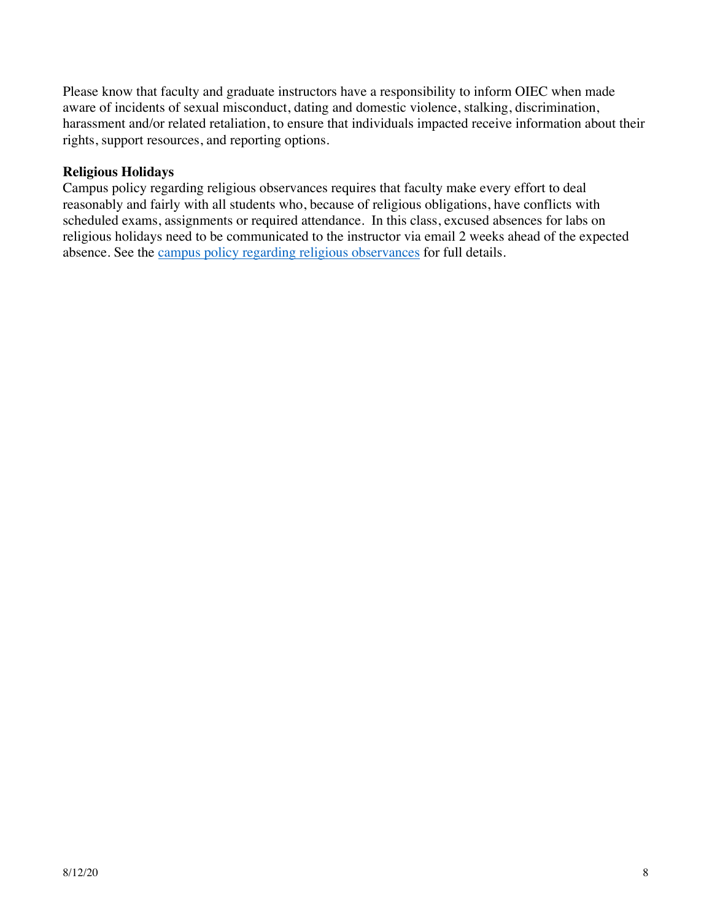Please know that faculty and graduate instructors have a responsibility to inform OIEC when made aware of incidents of sexual misconduct, dating and domestic violence, stalking, discrimination, harassment and/or related retaliation, to ensure that individuals impacted receive information about their rights, support resources, and reporting options.

**Religious Holidays**

Campus policy regarding religious observances requires that faculty make every effort to deal reasonably and fairly with all students who, because of religious obligations, have conflicts with scheduled exams, assignments or required attendance. In this class, excused absences for labs on religious holidays need to be communicated to the instructor via email 2 weeks ahead of the expected absence. See the campus policy regarding religious observances for full details.